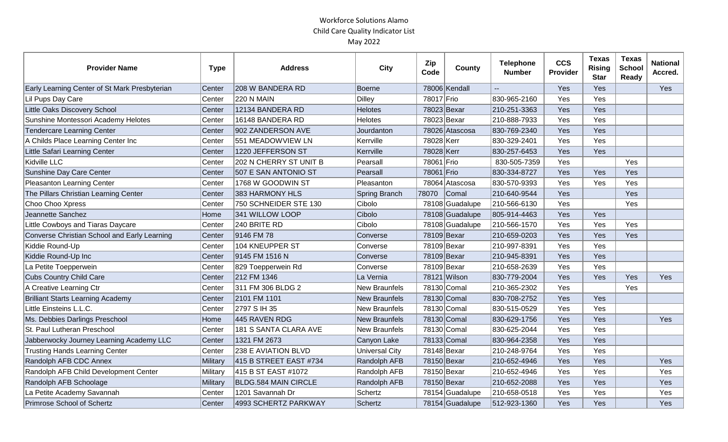Workforce Solutions Alamo
Child Care Quality Indicator List
May 2022

| Provider Name | Type | Address | City | Zip Code | County | Telephone Number | CCS Provider | Texas Rising Star | Texas School Ready | National Accred. |
|---|---|---|---|---|---|---|---|---|---|---|
| Early Learning Center of St Mark Presbyterian | Center | 208 W BANDERA RD | Boerne | 78006 | Kendall | -- | Yes | Yes | | Yes |
| Lil Pups Day Care | Center | 220 N MAIN | Dilley | 78017 | Frio | 830-965-2160 | Yes | Yes | | |
| Little Oaks Discovery School | Center | 12134 BANDERA RD | Helotes | 78023 | Bexar | 210-251-3363 | Yes | Yes | | |
| Sunshine Montessori Academy Helotes | Center | 16148 BANDERA RD | Helotes | 78023 | Bexar | 210-888-7933 | Yes | Yes | | |
| Tendercare Learning Center | Center | 902 ZANDERSON AVE | Jourdanton | 78026 | Atascosa | 830-769-2340 | Yes | Yes | | |
| A Childs Place Learning Center Inc | Center | 551 MEADOWVIEW LN | Kerrville | 78028 | Kerr | 830-329-2401 | Yes | Yes | | |
| Little Safari Learning Center | Center | 1220 JEFFERSON ST | Kerrville | 78028 | Kerr | 830-257-6453 | Yes | Yes | | |
| Kidville LLC | Center | 202 N CHERRY ST UNIT B | Pearsall | 78061 | Frio | 830-505-7359 | Yes | | Yes | |
| Sunshine Day Care Center | Center | 507 E SAN ANTONIO ST | Pearsall | 78061 | Frio | 830-334-8727 | Yes | Yes | Yes | |
| Pleasanton Learning Center | Center | 1768 W GOODWIN ST | Pleasanton | 78064 | Atascosa | 830-570-9393 | Yes | Yes | Yes | |
| The Pillars Christian Learning Center | Center | 383 HARMONY HLS | Spring Branch | 78070 | Comal | 210-640-9544 | Yes | | Yes | |
| Choo Choo Xpress | Center | 750 SCHNEIDER STE 130 | Cibolo | 78108 | Guadalupe | 210-566-6130 | Yes | | Yes | |
| Jeannette Sanchez | Home | 341 WILLOW LOOP | Cibolo | 78108 | Guadalupe | 805-914-4463 | Yes | Yes | | |
| Little Cowboys and Tiaras Daycare | Center | 240 BRITE RD | Cibolo | 78108 | Guadalupe | 210-566-1570 | Yes | Yes | Yes | |
| Converse Christian School and Early Learning | Center | 9146 FM 78 | Converse | 78109 | Bexar | 210-659-0203 | Yes | Yes | Yes | |
| Kiddie Round-Up | Center | 104 KNEUPPER ST | Converse | 78109 | Bexar | 210-997-8391 | Yes | Yes | | |
| Kiddie Round-Up Inc | Center | 9145 FM 1516 N | Converse | 78109 | Bexar | 210-945-8391 | Yes | Yes | | |
| La Petite Toepperwein | Center | 829 Toepperwein Rd | Converse | 78109 | Bexar | 210-658-2639 | Yes | Yes | | |
| Cubs Country Child Care | Center | 212 FM 1346 | La Vernia | 78121 | Wilson | 830-779-2004 | Yes | Yes | Yes | Yes |
| A Creative Learning Ctr | Center | 311 FM 306 BLDG 2 | New Braunfels | 78130 | Comal | 210-365-2302 | Yes | | Yes | |
| Brilliant Starts Learning Academy | Center | 2101 FM 1101 | New Braunfels | 78130 | Comal | 830-708-2752 | Yes | Yes | | |
| Little Einsteins L.L.C. | Center | 2797 S IH 35 | New Braunfels | 78130 | Comal | 830-515-0529 | Yes | Yes | | |
| Ms. Debbies Darlings Preschool | Home | 445 RAVEN RDG | New Braunfels | 78130 | Comal | 830-629-1756 | Yes | Yes | | Yes |
| St. Paul Lutheran Preschool | Center | 181 S SANTA CLARA AVE | New Braunfels | 78130 | Comal | 830-625-2044 | Yes | Yes | | |
| Jabberwocky Journey Learning Academy LLC | Center | 1321 FM 2673 | Canyon Lake | 78133 | Comal | 830-964-2358 | Yes | Yes | | |
| Trusting Hands Learning Center | Center | 238 E AVIATION BLVD | Universal City | 78148 | Bexar | 210-248-9764 | Yes | Yes | | |
| Randolph AFB CDC Annex | Military | 415 B STREET EAST #734 | Randolph AFB | 78150 | Bexar | 210-652-4946 | Yes | Yes | | Yes |
| Randolph AFB Child Development Center | Military | 415 B ST EAST #1072 | Randolph AFB | 78150 | Bexar | 210-652-4946 | Yes | Yes | | Yes |
| Randolph AFB Schoolage | Military | BLDG.584 MAIN CIRCLE | Randolph AFB | 78150 | Bexar | 210-652-2088 | Yes | Yes | | Yes |
| La Petite Academy Savannah | Center | 1201 Savannah Dr | Schertz | 78154 | Guadalupe | 210-658-0518 | Yes | Yes | | Yes |
| Primrose School of Schertz | Center | 4993 SCHERTZ PARKWAY | Schertz | 78154 | Guadalupe | 512-923-1360 | Yes | Yes | | Yes |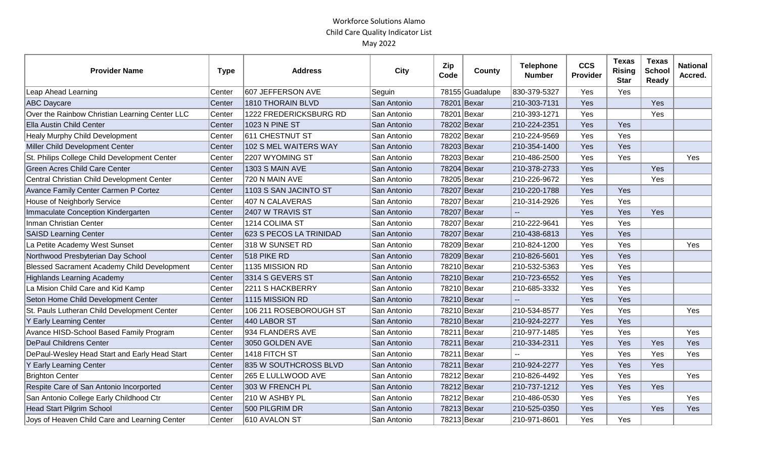Workforce Solutions Alamo
Child Care Quality Indicator List
May 2022

| Provider Name | Type | Address | City | Zip Code | County | Telephone Number | CCS Provider | Texas Rising Star | Texas School Ready | National Accred. |
|---|---|---|---|---|---|---|---|---|---|---|
| Leap Ahead Learning | Center | 607 JEFFERSON AVE | Seguin | 78155 | Guadalupe | 830-379-5327 | Yes | Yes | | |
| ABC Daycare | Center | 1810 THORAIN BLVD | San Antonio | 78201 | Bexar | 210-303-7131 | Yes | | Yes | |
| Over the Rainbow Christian Learning Center LLC | Center | 1222 FREDERICKSBURG RD | San Antonio | 78201 | Bexar | 210-393-1271 | Yes | | Yes | |
| Ella Austin Child Center | Center | 1023 N PINE ST | San Antonio | 78202 | Bexar | 210-224-2351 | Yes | Yes | | |
| Healy Murphy Child Development | Center | 611 CHESTNUT ST | San Antonio | 78202 | Bexar | 210-224-9569 | Yes | Yes | | |
| Miller Child Development Center | Center | 102 S MEL WAITERS WAY | San Antonio | 78203 | Bexar | 210-354-1400 | Yes | Yes | | |
| St. Philips College Child Development Center | Center | 2207 WYOMING ST | San Antonio | 78203 | Bexar | 210-486-2500 | Yes | Yes | | Yes |
| Green Acres Child Care Center | Center | 1303 S MAIN AVE | San Antonio | 78204 | Bexar | 210-378-2733 | Yes | | Yes | |
| Central Christian Child Development Center | Center | 720 N MAIN AVE | San Antonio | 78205 | Bexar | 210-226-9672 | Yes | | Yes | |
| Avance Family Center Carmen P Cortez | Center | 1103 S SAN JACINTO ST | San Antonio | 78207 | Bexar | 210-220-1788 | Yes | Yes | | |
| House of Neighborly Service | Center | 407 N CALAVERAS | San Antonio | 78207 | Bexar | 210-314-2926 | Yes | Yes | | |
| Immaculate Conception Kindergarten | Center | 2407 W TRAVIS ST | San Antonio | 78207 | Bexar | -- | Yes | Yes | Yes | |
| Inman Christian Center | Center | 1214 COLIMA ST | San Antonio | 78207 | Bexar | 210-222-9641 | Yes | Yes | | |
| SAISD Learning Center | Center | 623 S PECOS LA TRINIDAD | San Antonio | 78207 | Bexar | 210-438-6813 | Yes | Yes | | |
| La Petite Academy West Sunset | Center | 318 W SUNSET RD | San Antonio | 78209 | Bexar | 210-824-1200 | Yes | Yes | | Yes |
| Northwood Presbyterian Day School | Center | 518 PIKE RD | San Antonio | 78209 | Bexar | 210-826-5601 | Yes | Yes | | |
| Blessed Sacrament Academy Child Development | Center | 1135 MISSION RD | San Antonio | 78210 | Bexar | 210-532-5363 | Yes | Yes | | |
| Highlands Learning Academy | Center | 3314 S GEVERS ST | San Antonio | 78210 | Bexar | 210-723-6552 | Yes | Yes | | |
| La Mision Child Care and Kid Kamp | Center | 2211 S HACKBERRY | San Antonio | 78210 | Bexar | 210-685-3332 | Yes | Yes | | |
| Seton Home Child Development Center | Center | 1115 MISSION RD | San Antonio | 78210 | Bexar | -- | Yes | Yes | | |
| St. Pauls Lutheran Child Development Center | Center | 106 211 ROSEBOROUGH ST | San Antonio | 78210 | Bexar | 210-534-8577 | Yes | Yes | | Yes |
| Y Early Learning Center | Center | 440 LABOR ST | San Antonio | 78210 | Bexar | 210-924-2277 | Yes | Yes | | |
| Avance HISD-School Based Family Program | Center | 934 FLANDERS AVE | San Antonio | 78211 | Bexar | 210-977-1485 | Yes | Yes | | Yes |
| DePaul Childrens Center | Center | 3050 GOLDEN AVE | San Antonio | 78211 | Bexar | 210-334-2311 | Yes | Yes | Yes | Yes |
| DePaul-Wesley Head Start and Early Head Start | Center | 1418 FITCH ST | San Antonio | 78211 | Bexar | -- | Yes | Yes | Yes | Yes |
| Y Early Learning Center | Center | 835 W SOUTHCROSS BLVD | San Antonio | 78211 | Bexar | 210-924-2277 | Yes | Yes | Yes | |
| Brighton Center | Center | 265 E LULLWOOD AVE | San Antonio | 78212 | Bexar | 210-826-4492 | Yes | Yes | | Yes |
| Respite Care of San Antonio Incorported | Center | 303 W FRENCH PL | San Antonio | 78212 | Bexar | 210-737-1212 | Yes | Yes | Yes | |
| San Antonio College Early Childhood Ctr | Center | 210 W ASHBY PL | San Antonio | 78212 | Bexar | 210-486-0530 | Yes | Yes | | Yes |
| Head Start Pilgrim School | Center | 500 PILGRIM DR | San Antonio | 78213 | Bexar | 210-525-0350 | Yes | | Yes | Yes |
| Joys of Heaven Child Care and Learning Center | Center | 610 AVALON ST | San Antonio | 78213 | Bexar | 210-971-8601 | Yes | Yes | | |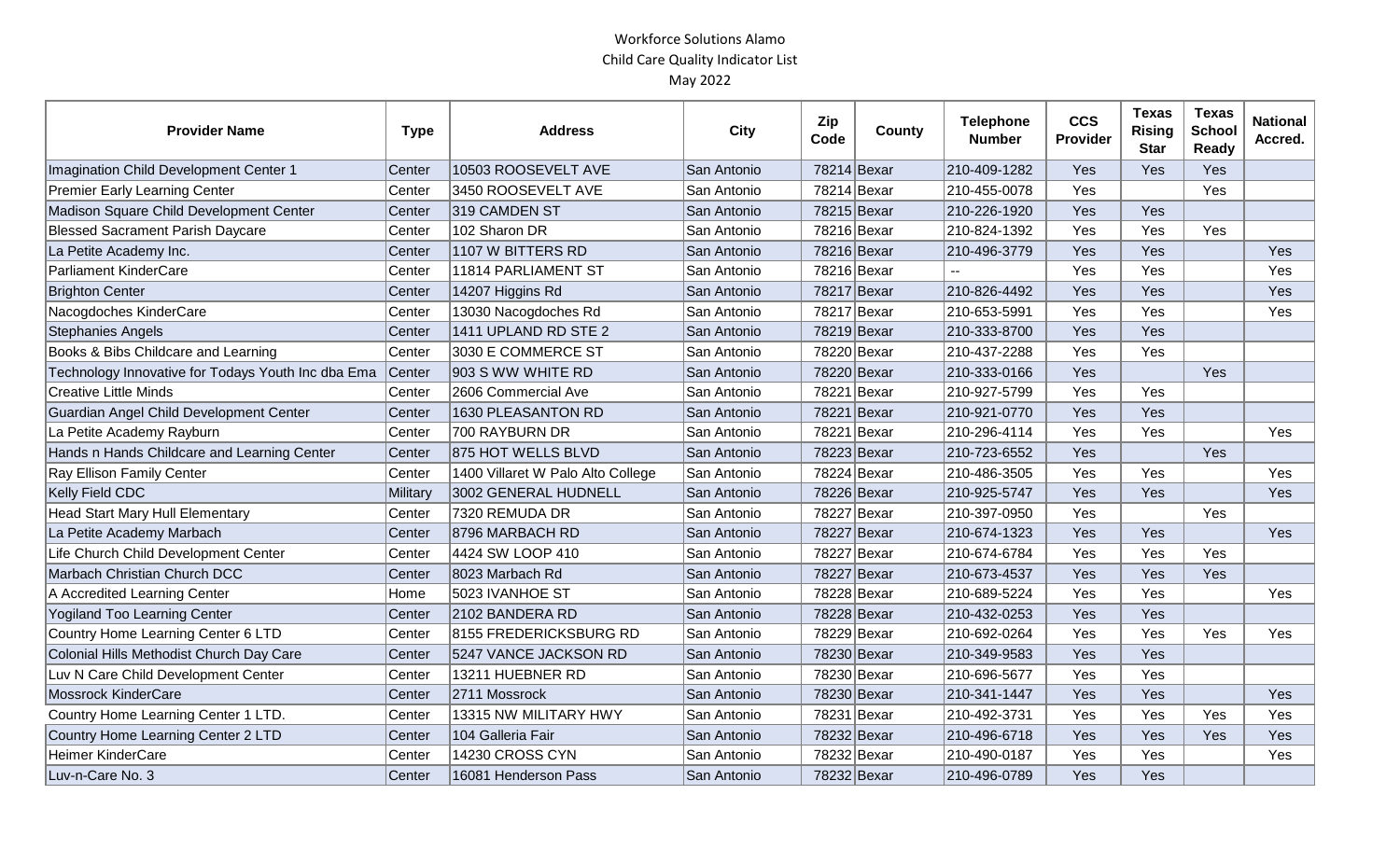Workforce Solutions Alamo
Child Care Quality Indicator List
May 2022

| Provider Name | Type | Address | City | Zip Code | County | Telephone Number | CCS Provider | Texas Rising Star | Texas School Ready | National Accred. |
|---|---|---|---|---|---|---|---|---|---|---|
| Imagination Child Development Center 1 | Center | 10503 ROOSEVELT AVE | San Antonio | 78214 | Bexar | 210-409-1282 | Yes | Yes | Yes | |
| Premier Early Learning Center | Center | 3450 ROOSEVELT AVE | San Antonio | 78214 | Bexar | 210-455-0078 | Yes | | Yes | |
| Madison Square Child Development Center | Center | 319 CAMDEN ST | San Antonio | 78215 | Bexar | 210-226-1920 | Yes | Yes | | |
| Blessed Sacrament Parish Daycare | Center | 102 Sharon DR | San Antonio | 78216 | Bexar | 210-824-1392 | Yes | Yes | Yes | |
| La Petite Academy Inc. | Center | 1107 W BITTERS RD | San Antonio | 78216 | Bexar | 210-496-3779 | Yes | Yes | | Yes |
| Parliament KinderCare | Center | 11814 PARLIAMENT ST | San Antonio | 78216 | Bexar | -- | Yes | Yes | | Yes |
| Brighton Center | Center | 14207 Higgins Rd | San Antonio | 78217 | Bexar | 210-826-4492 | Yes | Yes | | Yes |
| Nacogdoches KinderCare | Center | 13030 Nacogdoches Rd | San Antonio | 78217 | Bexar | 210-653-5991 | Yes | Yes | | Yes |
| Stephanies Angels | Center | 1411 UPLAND RD STE 2 | San Antonio | 78219 | Bexar | 210-333-8700 | Yes | Yes | | |
| Books & Bibs Childcare and Learning | Center | 3030 E COMMERCE ST | San Antonio | 78220 | Bexar | 210-437-2288 | Yes | Yes | | |
| Technology Innovative for Todays Youth Inc dba Ema | Center | 903 S WW WHITE RD | San Antonio | 78220 | Bexar | 210-333-0166 | Yes | | Yes | |
| Creative Little Minds | Center | 2606 Commercial Ave | San Antonio | 78221 | Bexar | 210-927-5799 | Yes | Yes | | |
| Guardian Angel Child Development Center | Center | 1630 PLEASANTON RD | San Antonio | 78221 | Bexar | 210-921-0770 | Yes | Yes | | |
| La Petite Academy Rayburn | Center | 700 RAYBURN DR | San Antonio | 78221 | Bexar | 210-296-4114 | Yes | Yes | | Yes |
| Hands n Hands Childcare and Learning Center | Center | 875 HOT WELLS BLVD | San Antonio | 78223 | Bexar | 210-723-6552 | Yes | | Yes | |
| Ray Ellison Family Center | Center | 1400 Villaret W Palo Alto College | San Antonio | 78224 | Bexar | 210-486-3505 | Yes | Yes | | Yes |
| Kelly Field CDC | Military | 3002 GENERAL HUDNELL | San Antonio | 78226 | Bexar | 210-925-5747 | Yes | Yes | | Yes |
| Head Start Mary Hull Elementary | Center | 7320 REMUDA DR | San Antonio | 78227 | Bexar | 210-397-0950 | Yes | | Yes | |
| La Petite Academy Marbach | Center | 8796 MARBACH RD | San Antonio | 78227 | Bexar | 210-674-1323 | Yes | Yes | | Yes |
| Life Church Child Development Center | Center | 4424 SW LOOP 410 | San Antonio | 78227 | Bexar | 210-674-6784 | Yes | Yes | Yes | |
| Marbach Christian Church DCC | Center | 8023 Marbach Rd | San Antonio | 78227 | Bexar | 210-673-4537 | Yes | Yes | Yes | |
| A Accredited Learning Center | Home | 5023 IVANHOE ST | San Antonio | 78228 | Bexar | 210-689-5224 | Yes | Yes | | Yes |
| Yogiland Too Learning Center | Center | 2102 BANDERA RD | San Antonio | 78228 | Bexar | 210-432-0253 | Yes | Yes | | |
| Country Home Learning Center 6 LTD | Center | 8155 FREDERICKSBURG RD | San Antonio | 78229 | Bexar | 210-692-0264 | Yes | Yes | Yes | Yes |
| Colonial Hills Methodist Church Day Care | Center | 5247 VANCE JACKSON RD | San Antonio | 78230 | Bexar | 210-349-9583 | Yes | Yes | | |
| Luv N Care Child Development Center | Center | 13211 HUEBNER RD | San Antonio | 78230 | Bexar | 210-696-5677 | Yes | Yes | | |
| Mossrock KinderCare | Center | 2711 Mossrock | San Antonio | 78230 | Bexar | 210-341-1447 | Yes | Yes | | Yes |
| Country Home Learning Center 1 LTD. | Center | 13315 NW MILITARY HWY | San Antonio | 78231 | Bexar | 210-492-3731 | Yes | Yes | Yes | Yes |
| Country Home Learning Center 2 LTD | Center | 104 Galleria Fair | San Antonio | 78232 | Bexar | 210-496-6718 | Yes | Yes | Yes | Yes |
| Heimer KinderCare | Center | 14230 CROSS CYN | San Antonio | 78232 | Bexar | 210-490-0187 | Yes | Yes | | Yes |
| Luv-n-Care No. 3 | Center | 16081 Henderson Pass | San Antonio | 78232 | Bexar | 210-496-0789 | Yes | Yes | | |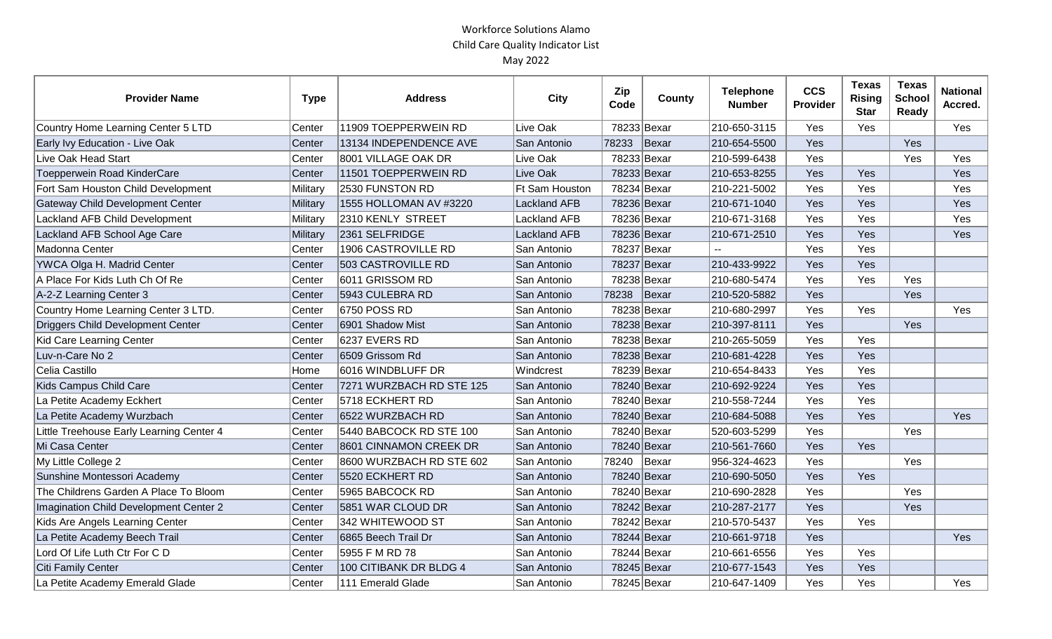Workforce Solutions Alamo
Child Care Quality Indicator List
May 2022

| Provider Name | Type | Address | City | Zip Code | County | Telephone Number | CCS Provider | Texas Rising Star | Texas School Ready | National Accred. |
|---|---|---|---|---|---|---|---|---|---|---|
| Country Home Learning Center 5 LTD | Center | 11909 TOEPPERWEIN RD | Live Oak | 78233 | Bexar | 210-650-3115 | Yes | Yes | | Yes |
| Early Ivy Education - Live Oak | Center | 13134 INDEPENDENCE AVE | San Antonio | 78233 | Bexar | 210-654-5500 | Yes | | Yes | |
| Live Oak Head Start | Center | 8001 VILLAGE OAK DR | Live Oak | 78233 | Bexar | 210-599-6438 | Yes | | Yes | Yes |
| Toepperwein Road KinderCare | Center | 11501 TOEPPERWEIN RD | Live Oak | 78233 | Bexar | 210-653-8255 | Yes | Yes | | Yes |
| Fort Sam Houston Child Development | Military | 2530 FUNSTON RD | Ft Sam Houston | 78234 | Bexar | 210-221-5002 | Yes | Yes | | Yes |
| Gateway Child Development Center | Military | 1555 HOLLOMAN AV #3220 | Lackland AFB | 78236 | Bexar | 210-671-1040 | Yes | Yes | | Yes |
| Lackland AFB Child Development | Military | 2310 KENLY STREET | Lackland AFB | 78236 | Bexar | 210-671-3168 | Yes | Yes | | Yes |
| Lackland AFB School Age Care | Military | 2361 SELFRIDGE | Lackland AFB | 78236 | Bexar | 210-671-2510 | Yes | Yes | | Yes |
| Madonna Center | Center | 1906 CASTROVILLE RD | San Antonio | 78237 | Bexar | -- | Yes | Yes | | |
| YWCA Olga H. Madrid Center | Center | 503 CASTROVILLE RD | San Antonio | 78237 | Bexar | 210-433-9922 | Yes | Yes | | |
| A Place For Kids Luth Ch Of Re | Center | 6011 GRISSOM RD | San Antonio | 78238 | Bexar | 210-680-5474 | Yes | Yes | Yes | |
| A-2-Z Learning Center 3 | Center | 5943 CULEBRA RD | San Antonio | 78238 | Bexar | 210-520-5882 | Yes | | Yes | |
| Country Home Learning Center 3 LTD. | Center | 6750 POSS RD | San Antonio | 78238 | Bexar | 210-680-2997 | Yes | Yes | | Yes |
| Driggers Child Development Center | Center | 6901 Shadow Mist | San Antonio | 78238 | Bexar | 210-397-8111 | Yes | | Yes | |
| Kid Care Learning Center | Center | 6237 EVERS RD | San Antonio | 78238 | Bexar | 210-265-5059 | Yes | Yes | | |
| Luv-n-Care No 2 | Center | 6509 Grissom Rd | San Antonio | 78238 | Bexar | 210-681-4228 | Yes | Yes | | |
| Celia Castillo | Home | 6016 WINDBLUFF DR | Windcrest | 78239 | Bexar | 210-654-8433 | Yes | Yes | | |
| Kids Campus Child Care | Center | 7271 WURZBACH RD STE 125 | San Antonio | 78240 | Bexar | 210-692-9224 | Yes | Yes | | |
| La Petite Academy Eckhert | Center | 5718 ECKHERT RD | San Antonio | 78240 | Bexar | 210-558-7244 | Yes | Yes | | |
| La Petite Academy Wurzbach | Center | 6522 WURZBACH RD | San Antonio | 78240 | Bexar | 210-684-5088 | Yes | Yes | | Yes |
| Little Treehouse Early Learning Center 4 | Center | 5440 BABCOCK RD STE 100 | San Antonio | 78240 | Bexar | 520-603-5299 | Yes | | Yes | |
| Mi Casa Center | Center | 8601 CINNAMON CREEK DR | San Antonio | 78240 | Bexar | 210-561-7660 | Yes | Yes | | |
| My Little College 2 | Center | 8600 WURZBACH RD STE 602 | San Antonio | 78240 | Bexar | 956-324-4623 | Yes | | Yes | |
| Sunshine Montessori Academy | Center | 5520 ECKHERT RD | San Antonio | 78240 | Bexar | 210-690-5050 | Yes | Yes | | |
| The Childrens Garden A Place To Bloom | Center | 5965 BABCOCK RD | San Antonio | 78240 | Bexar | 210-690-2828 | Yes | | Yes | |
| Imagination Child Development Center 2 | Center | 5851 WAR CLOUD DR | San Antonio | 78242 | Bexar | 210-287-2177 | Yes | | Yes | |
| Kids Are Angels Learning Center | Center | 342 WHITEWOOD ST | San Antonio | 78242 | Bexar | 210-570-5437 | Yes | Yes | | |
| La Petite Academy Beech Trail | Center | 6865 Beech Trail Dr | San Antonio | 78244 | Bexar | 210-661-9718 | Yes | | | Yes |
| Lord Of Life Luth Ctr For C D | Center | 5955 F M RD 78 | San Antonio | 78244 | Bexar | 210-661-6556 | Yes | Yes | | |
| Citi Family Center | Center | 100 CITIBANK DR BLDG 4 | San Antonio | 78245 | Bexar | 210-677-1543 | Yes | Yes | | |
| La Petite Academy Emerald Glade | Center | 111 Emerald Glade | San Antonio | 78245 | Bexar | 210-647-1409 | Yes | Yes | | Yes |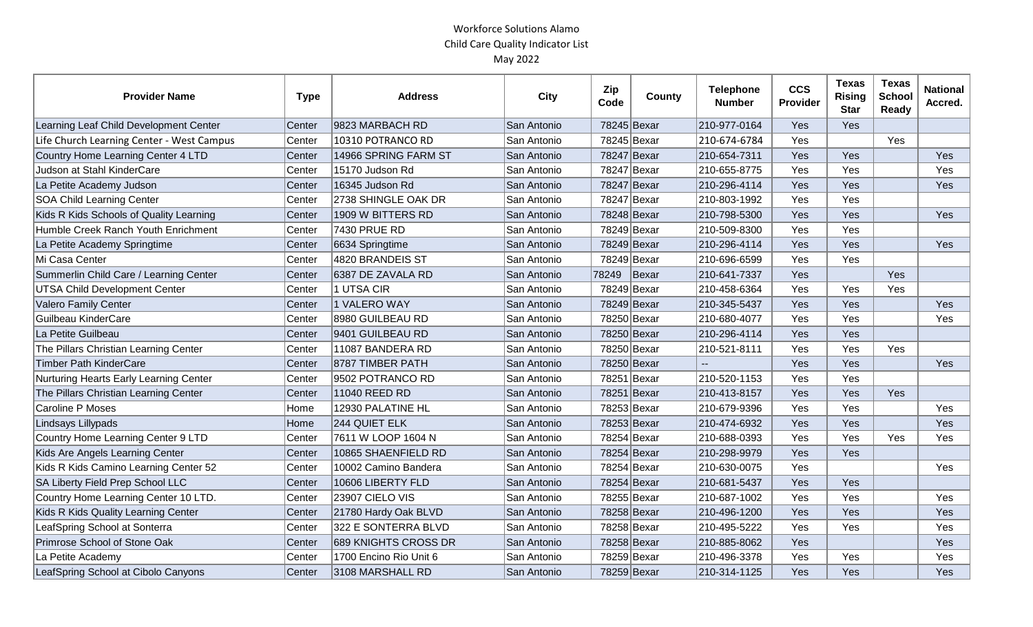Workforce Solutions Alamo
Child Care Quality Indicator List
May 2022

| Provider Name | Type | Address | City | Zip Code | County | Telephone Number | CCS Provider | Texas Rising Star | Texas School Ready | National Accred. |
|---|---|---|---|---|---|---|---|---|---|---|
| Learning Leaf Child Development Center | Center | 9823 MARBACH RD | San Antonio | 78245 | Bexar | 210-977-0164 | Yes | Yes | | |
| Life Church Learning Center - West Campus | Center | 10310 POTRANCO RD | San Antonio | 78245 | Bexar | 210-674-6784 | Yes | | Yes | |
| Country Home Learning Center 4 LTD | Center | 14966 SPRING FARM ST | San Antonio | 78247 | Bexar | 210-654-7311 | Yes | Yes | | Yes |
| Judson at Stahl KinderCare | Center | 15170 Judson Rd | San Antonio | 78247 | Bexar | 210-655-8775 | Yes | Yes | | Yes |
| La Petite Academy Judson | Center | 16345 Judson Rd | San Antonio | 78247 | Bexar | 210-296-4114 | Yes | Yes | | Yes |
| SOA Child Learning Center | Center | 2738 SHINGLE OAK DR | San Antonio | 78247 | Bexar | 210-803-1992 | Yes | Yes | | |
| Kids R Kids Schools of Quality Learning | Center | 1909 W BITTERS RD | San Antonio | 78248 | Bexar | 210-798-5300 | Yes | Yes | | Yes |
| Humble Creek Ranch Youth Enrichment | Center | 7430 PRUE RD | San Antonio | 78249 | Bexar | 210-509-8300 | Yes | Yes | | |
| La Petite Academy Springtime | Center | 6634 Springtime | San Antonio | 78249 | Bexar | 210-296-4114 | Yes | Yes | | Yes |
| Mi Casa Center | Center | 4820 BRANDEIS ST | San Antonio | 78249 | Bexar | 210-696-6599 | Yes | Yes | | |
| Summerlin Child Care / Learning Center | Center | 6387 DE ZAVALA RD | San Antonio | 78249 | Bexar | 210-641-7337 | Yes | | Yes | |
| UTSA Child Development Center | Center | 1 UTSA CIR | San Antonio | 78249 | Bexar | 210-458-6364 | Yes | Yes | Yes | |
| Valero Family Center | Center | 1 VALERO WAY | San Antonio | 78249 | Bexar | 210-345-5437 | Yes | Yes | | Yes |
| Guilbeau KinderCare | Center | 8980 GUILBEAU RD | San Antonio | 78250 | Bexar | 210-680-4077 | Yes | Yes | | Yes |
| La Petite Guilbeau | Center | 9401 GUILBEAU RD | San Antonio | 78250 | Bexar | 210-296-4114 | Yes | Yes | | |
| The Pillars Christian Learning Center | Center | 11087 BANDERA RD | San Antonio | 78250 | Bexar | 210-521-8111 | Yes | Yes | Yes | |
| Timber Path KinderCare | Center | 8787 TIMBER PATH | San Antonio | 78250 | Bexar | -- | Yes | Yes | | Yes |
| Nurturing Hearts Early Learning Center | Center | 9502 POTRANCO RD | San Antonio | 78251 | Bexar | 210-520-1153 | Yes | Yes | | |
| The Pillars Christian Learning Center | Center | 11040 REED RD | San Antonio | 78251 | Bexar | 210-413-8157 | Yes | Yes | Yes | |
| Caroline P Moses | Home | 12930 PALATINE HL | San Antonio | 78253 | Bexar | 210-679-9396 | Yes | Yes | | Yes |
| Lindsays Lillypads | Home | 244 QUIET ELK | San Antonio | 78253 | Bexar | 210-474-6932 | Yes | Yes | | Yes |
| Country Home Learning Center 9 LTD | Center | 7611 W LOOP 1604 N | San Antonio | 78254 | Bexar | 210-688-0393 | Yes | Yes | Yes | Yes |
| Kids Are Angels Learning Center | Center | 10865 SHAENFIELD RD | San Antonio | 78254 | Bexar | 210-298-9979 | Yes | Yes | | |
| Kids R Kids Camino Learning Center 52 | Center | 10002 Camino Bandera | San Antonio | 78254 | Bexar | 210-630-0075 | Yes | | | Yes |
| SA Liberty Field Prep School LLC | Center | 10606 LIBERTY FLD | San Antonio | 78254 | Bexar | 210-681-5437 | Yes | Yes | | |
| Country Home Learning Center 10 LTD. | Center | 23907 CIELO VIS | San Antonio | 78255 | Bexar | 210-687-1002 | Yes | Yes | | Yes |
| Kids R Kids Quality Learning Center | Center | 21780 Hardy Oak BLVD | San Antonio | 78258 | Bexar | 210-496-1200 | Yes | Yes | | Yes |
| LeafSpring School at Sonterra | Center | 322 E SONTERRA BLVD | San Antonio | 78258 | Bexar | 210-495-5222 | Yes | Yes | | Yes |
| Primrose School of Stone Oak | Center | 689 KNIGHTS CROSS DR | San Antonio | 78258 | Bexar | 210-885-8062 | Yes | | | Yes |
| La Petite Academy | Center | 1700 Encino Rio Unit 6 | San Antonio | 78259 | Bexar | 210-496-3378 | Yes | Yes | | Yes |
| LeafSpring School at Cibolo Canyons | Center | 3108 MARSHALL RD | San Antonio | 78259 | Bexar | 210-314-1125 | Yes | Yes | | Yes |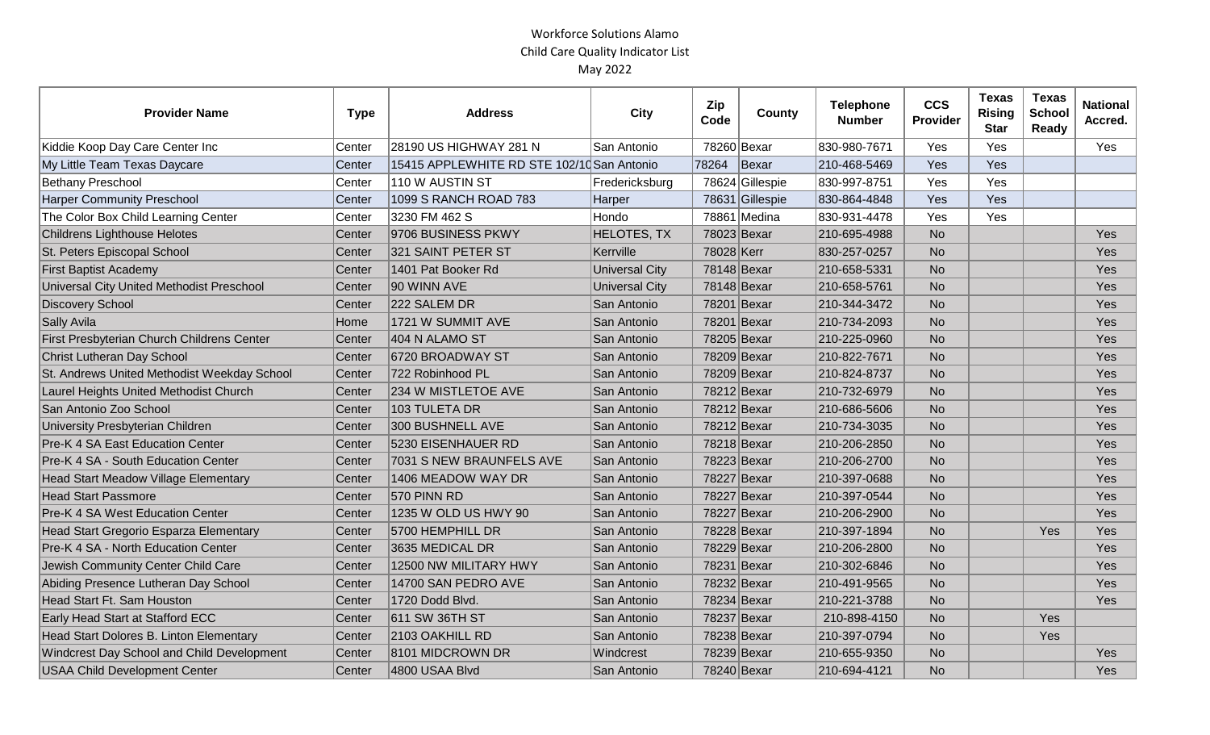Workforce Solutions Alamo
Child Care Quality Indicator List
May 2022

| Provider Name | Type | Address | City | Zip Code | County | Telephone Number | CCS Provider | Texas Rising Star | Texas School Ready | National Accred. |
|---|---|---|---|---|---|---|---|---|---|---|
| Kiddie Koop Day Care Center Inc | Center | 28190 US HIGHWAY 281 N | San Antonio | 78260 | Bexar | 830-980-7671 | Yes | Yes | | Yes |
| My Little Team Texas Daycare | Center | 15415 APPLEWHITE RD STE 102/10 | San Antonio | 78264 | Bexar | 210-468-5469 | Yes | Yes | | |
| Bethany Preschool | Center | 110 W AUSTIN ST | Fredericksburg | 78624 | Gillespie | 830-997-8751 | Yes | Yes | | |
| Harper Community Preschool | Center | 1099 S RANCH ROAD 783 | Harper | 78631 | Gillespie | 830-864-4848 | Yes | Yes | | |
| The Color Box Child Learning Center | Center | 3230 FM 462 S | Hondo | 78861 | Medina | 830-931-4478 | Yes | Yes | | |
| Childrens Lighthouse Helotes | Center | 9706 BUSINESS PKWY | HELOTES, TX | 78023 | Bexar | 210-695-4988 | No | | | Yes |
| St. Peters Episcopal School | Center | 321 SAINT PETER ST | Kerrville | 78028 | Kerr | 830-257-0257 | No | | | Yes |
| First Baptist Academy | Center | 1401 Pat Booker Rd | Universal City | 78148 | Bexar | 210-658-5331 | No | | | Yes |
| Universal City United Methodist Preschool | Center | 90 WINN AVE | Universal City | 78148 | Bexar | 210-658-5761 | No | | | Yes |
| Discovery School | Center | 222 SALEM DR | San Antonio | 78201 | Bexar | 210-344-3472 | No | | | Yes |
| Sally Avila | Home | 1721 W SUMMIT AVE | San Antonio | 78201 | Bexar | 210-734-2093 | No | | | Yes |
| First Presbyterian Church Childrens Center | Center | 404 N ALAMO ST | San Antonio | 78205 | Bexar | 210-225-0960 | No | | | Yes |
| Christ Lutheran Day School | Center | 6720 BROADWAY ST | San Antonio | 78209 | Bexar | 210-822-7671 | No | | | Yes |
| St. Andrews United Methodist Weekday School | Center | 722 Robinhood PL | San Antonio | 78209 | Bexar | 210-824-8737 | No | | | Yes |
| Laurel Heights United Methodist Church | Center | 234 W MISTLETOE AVE | San Antonio | 78212 | Bexar | 210-732-6979 | No | | | Yes |
| San Antonio Zoo School | Center | 103 TULETA DR | San Antonio | 78212 | Bexar | 210-686-5606 | No | | | Yes |
| University Presbyterian Children | Center | 300 BUSHNELL AVE | San Antonio | 78212 | Bexar | 210-734-3035 | No | | | Yes |
| Pre-K 4 SA East Education Center | Center | 5230 EISENHAUER RD | San Antonio | 78218 | Bexar | 210-206-2850 | No | | | Yes |
| Pre-K 4 SA - South Education Center | Center | 7031 S NEW BRAUNFELS AVE | San Antonio | 78223 | Bexar | 210-206-2700 | No | | | Yes |
| Head Start Meadow Village Elementary | Center | 1406 MEADOW WAY DR | San Antonio | 78227 | Bexar | 210-397-0688 | No | | | Yes |
| Head Start Passmore | Center | 570 PINN RD | San Antonio | 78227 | Bexar | 210-397-0544 | No | | | Yes |
| Pre-K 4 SA West Education Center | Center | 1235 W OLD US HWY 90 | San Antonio | 78227 | Bexar | 210-206-2900 | No | | | Yes |
| Head Start Gregorio Esparza Elementary | Center | 5700 HEMPHILL DR | San Antonio | 78228 | Bexar | 210-397-1894 | No | | Yes | Yes |
| Pre-K 4 SA - North Education Center | Center | 3635 MEDICAL DR | San Antonio | 78229 | Bexar | 210-206-2800 | No | | | Yes |
| Jewish Community Center Child Care | Center | 12500 NW MILITARY HWY | San Antonio | 78231 | Bexar | 210-302-6846 | No | | | Yes |
| Abiding Presence Lutheran Day School | Center | 14700 SAN PEDRO AVE | San Antonio | 78232 | Bexar | 210-491-9565 | No | | | Yes |
| Head Start Ft. Sam Houston | Center | 1720 Dodd Blvd. | San Antonio | 78234 | Bexar | 210-221-3788 | No | | | Yes |
| Early Head Start at Stafford ECC | Center | 611 SW 36TH ST | San Antonio | 78237 | Bexar | 210-898-4150 | No | | Yes | |
| Head Start Dolores B. Linton Elementary | Center | 2103 OAKHILL RD | San Antonio | 78238 | Bexar | 210-397-0794 | No | | Yes | |
| Windcrest Day School and Child Development | Center | 8101 MIDCROWN DR | Windcrest | 78239 | Bexar | 210-655-9350 | No | | | Yes |
| USAA Child Development Center | Center | 4800 USAA Blvd | San Antonio | 78240 | Bexar | 210-694-4121 | No | | | Yes |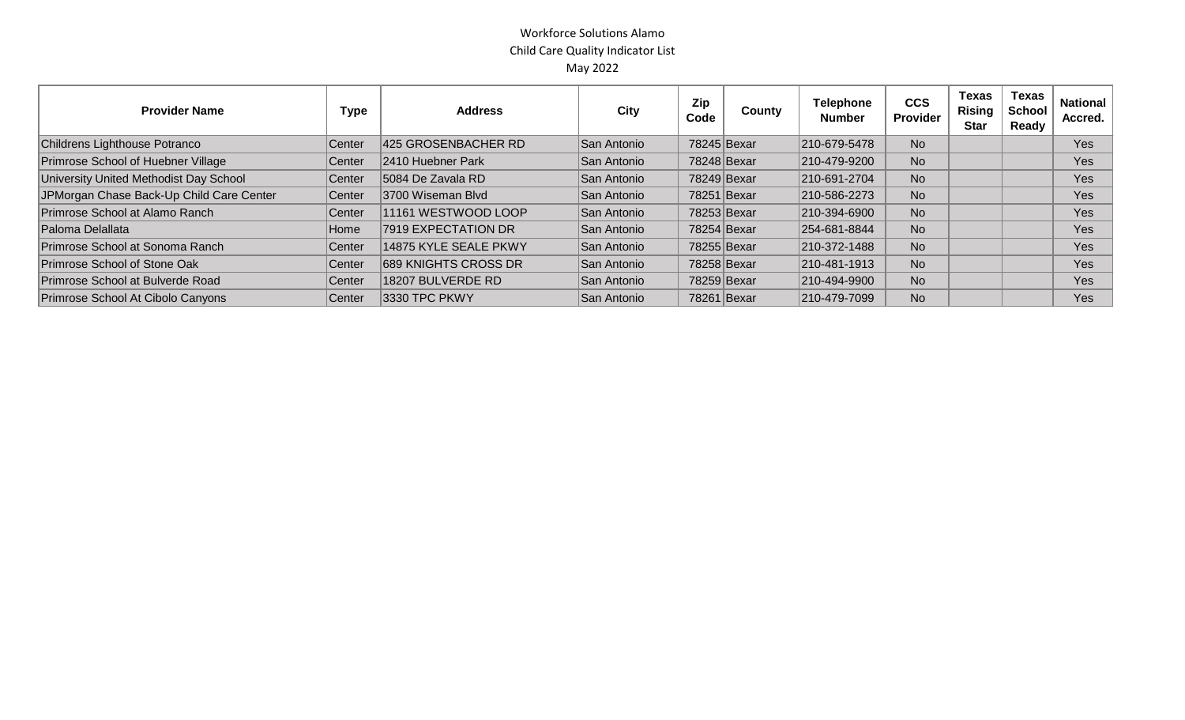Workforce Solutions Alamo
Child Care Quality Indicator List
May 2022

| Provider Name | Type | Address | City | Zip Code | County | Telephone Number | CCS Provider | Texas Rising Star | Texas School Ready | National Accred. |
|---|---|---|---|---|---|---|---|---|---|---|
| Childrens Lighthouse Potranco | Center | 425 GROSENBACHER RD | San Antonio | 78245 | Bexar | 210-679-5478 | No | | | Yes |
| Primrose School of Huebner Village | Center | 2410 Huebner Park | San Antonio | 78248 | Bexar | 210-479-9200 | No | | | Yes |
| University United Methodist Day School | Center | 5084 De Zavala RD | San Antonio | 78249 | Bexar | 210-691-2704 | No | | | Yes |
| JPMorgan Chase Back-Up Child Care Center | Center | 3700 Wiseman Blvd | San Antonio | 78251 | Bexar | 210-586-2273 | No | | | Yes |
| Primrose School at Alamo Ranch | Center | 11161 WESTWOOD LOOP | San Antonio | 78253 | Bexar | 210-394-6900 | No | | | Yes |
| Paloma Delallata | Home | 7919 EXPECTATION DR | San Antonio | 78254 | Bexar | 254-681-8844 | No | | | Yes |
| Primrose School at Sonoma Ranch | Center | 14875 KYLE SEALE PKWY | San Antonio | 78255 | Bexar | 210-372-1488 | No | | | Yes |
| Primrose School of Stone Oak | Center | 689 KNIGHTS CROSS DR | San Antonio | 78258 | Bexar | 210-481-1913 | No | | | Yes |
| Primrose School at Bulverde Road | Center | 18207 BULVERDE RD | San Antonio | 78259 | Bexar | 210-494-9900 | No | | | Yes |
| Primrose School At Cibolo Canyons | Center | 3330 TPC PKWY | San Antonio | 78261 | Bexar | 210-479-7099 | No | | | Yes |